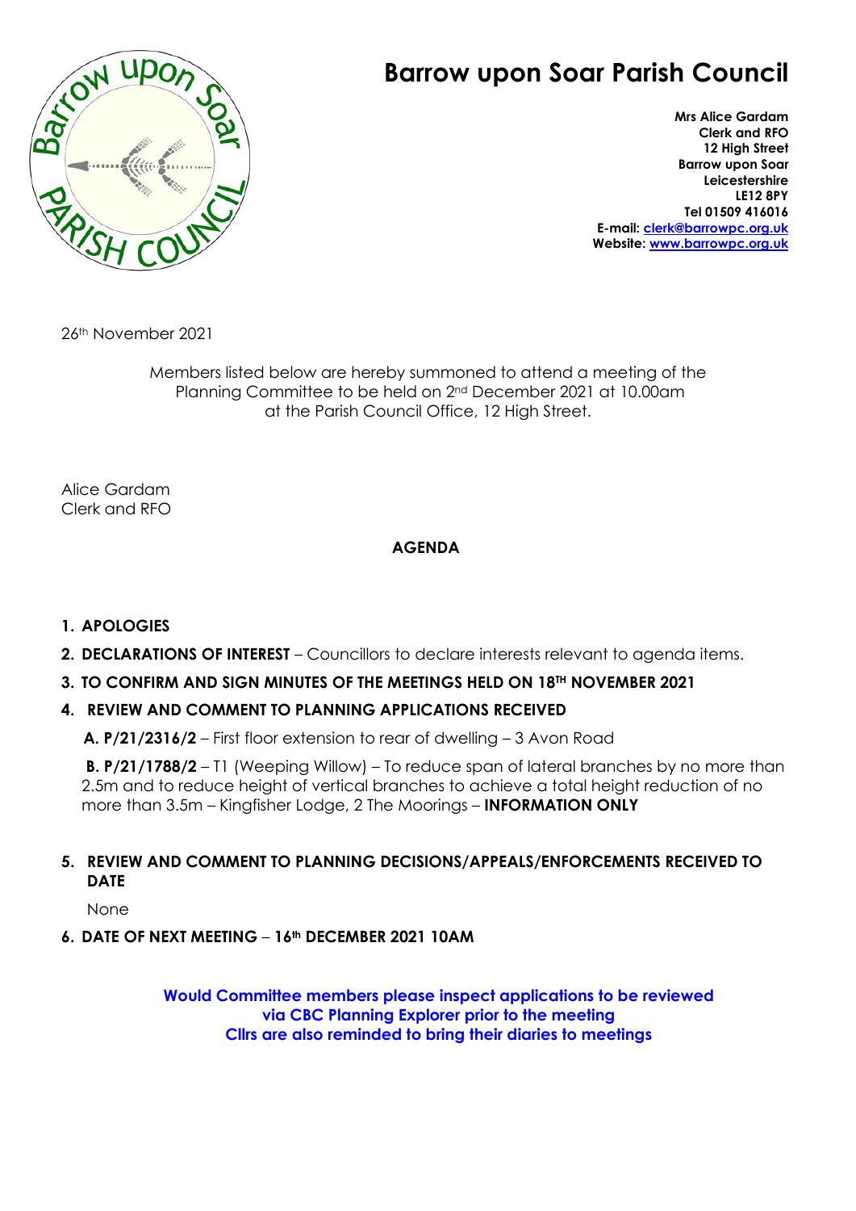# Barrow upon Soar Parish Council

**Mrs Alice Gardam**
**Clerk and RFO**
**12 High Street**
**Barrow upon Soar**
**Leicestershire**
**LE12 8PY**
**Tel 01509 416016**
**E-mail: clerk@barrowpc.org.uk**
**Website: www.barrowpc.org.uk**

26th November 2021

Members listed below are hereby summoned to attend a meeting of the Planning Committee to be held on 2nd December 2021 at 10.00am at the Parish Council Office, 12 High Street.

Alice Gardam
Clerk and RFO

**AGENDA**

1. **APOLOGIES**
2. **DECLARATIONS OF INTEREST** – Councillors to declare interests relevant to agenda items.
3. **TO CONFIRM AND SIGN MINUTES OF THE MEETINGS HELD ON 18TH NOVEMBER 2021**
4. **REVIEW AND COMMENT TO PLANNING APPLICATIONS RECEIVED**

   **A. P/21/2316/2** – First floor extension to rear of dwelling – 3 Avon Road

   **B. P/21/1788/2** – T1 (Weeping Willow) – To reduce span of lateral branches by no more than 2.5m and to reduce height of vertical branches to achieve a total height reduction of no more than 3.5m – Kingfisher Lodge, 2 The Moorings – **INFORMATION ONLY**

5. **REVIEW AND COMMENT TO PLANNING DECISIONS/APPEALS/ENFORCEMENTS RECEIVED TO DATE**

   None

6. **DATE OF NEXT MEETING** – **16th DECEMBER 2021 10AM**

**Would Committee members please inspect applications to be reviewed via CBC Planning Explorer prior to the meeting**
**Cllrs are also reminded to bring their diaries to meetings**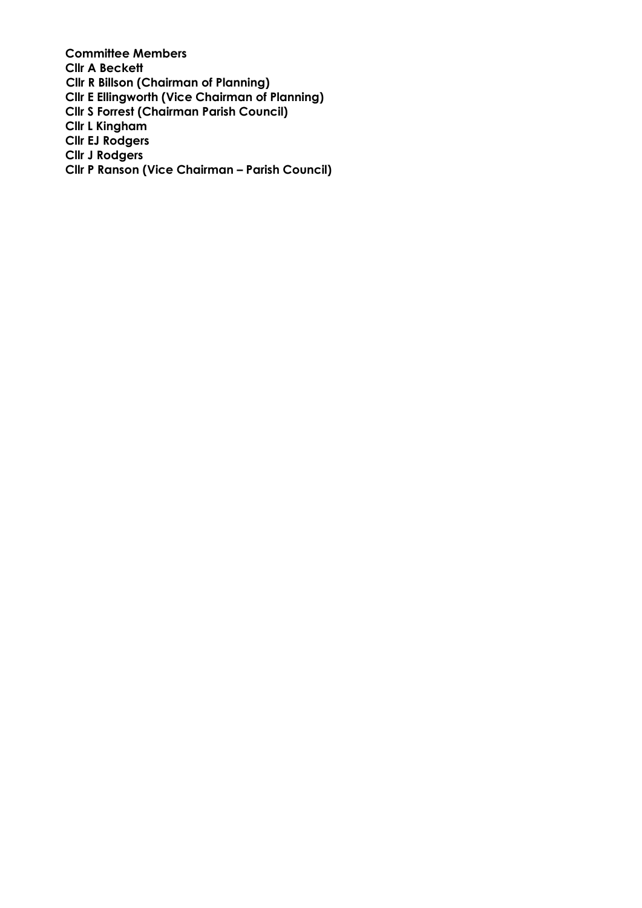**Committee Members**
**Cllr A Beckett**
**Cllr R Billson (Chairman of Planning)**
**Cllr E Ellingworth (Vice Chairman of Planning)**
**Cllr S Forrest (Chairman Parish Council)**
**Cllr L Kingham**
**Cllr EJ Rodgers**
**Cllr J Rodgers**
**Cllr P Ranson (Vice Chairman – Parish Council)**